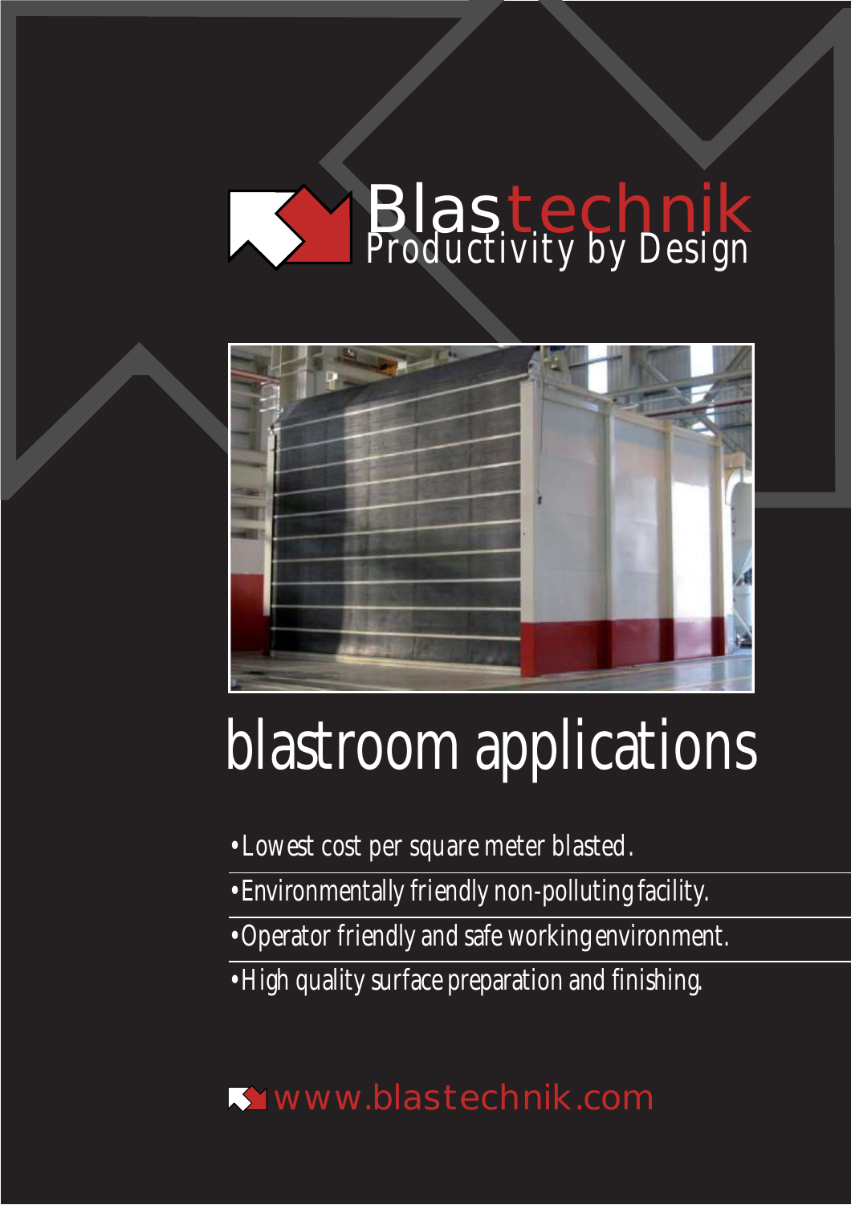# Blastechnik

Productivity by Design

# blastroom applications

- Lowest cost per square meter blasted.
- Environmentally friendly non-polluting facility.
- Operator friendly and safe working environment.
- High quality surface preparation and finishing.

www.blastechnik.com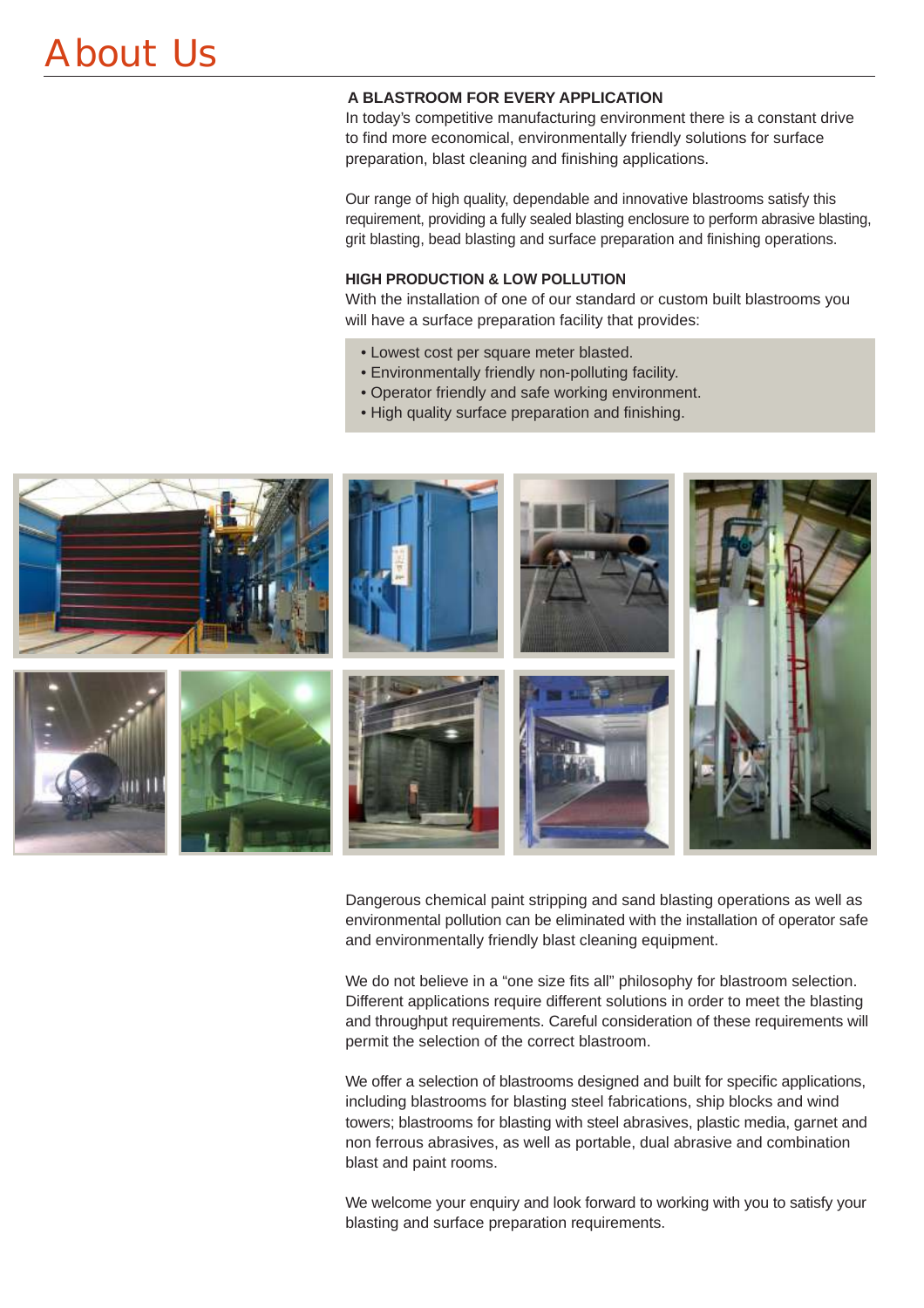# About Us

### A BLASTROOM FOR EVERY APPLICATION

In today's competitive manufacturing environment there is a constant drive to find more economical, environmentally friendly solutions for surface preparation, blast cleaning and finishing applications.

Our range of high quality, dependable and innovative blastrooms satisfy this requirement, providing a fully sealed blasting enclosure to perform abrasive blasting, grit blasting, bead blasting and surface preparation and finishing operations.

### HIGH PRODUCTION & LOW POLLUTION

With the installation of one of our standard or custom built blastrooms you will have a surface preparation facility that provides:

- Lowest cost per square meter blasted.
- Environmentally friendly non-polluting facility.
- Operator friendly and safe working environment.
- High quality surface preparation and finishing.

Dangerous chemical paint stripping and sand blasting operations as well as environmental pollution can be eliminated with the installation of operator safe and environmentally friendly blast cleaning equipment.

We do not believe in a "one size fits all" philosophy for blastroom selection. Different applications require different solutions in order to meet the blasting and throughput requirements. Careful consideration of these requirements will permit the selection of the correct blastroom.

We offer a selection of blastrooms designed and built for specific applications, including blastrooms for blasting steel fabrications, ship blocks and wind towers; blastrooms for blasting with steel abrasives, plastic media, garnet and non ferrous abrasives, as well as portable, dual abrasive and combination blast and paint rooms.

We welcome your enquiry and look forward to working with you to satisfy your blasting and surface preparation requirements.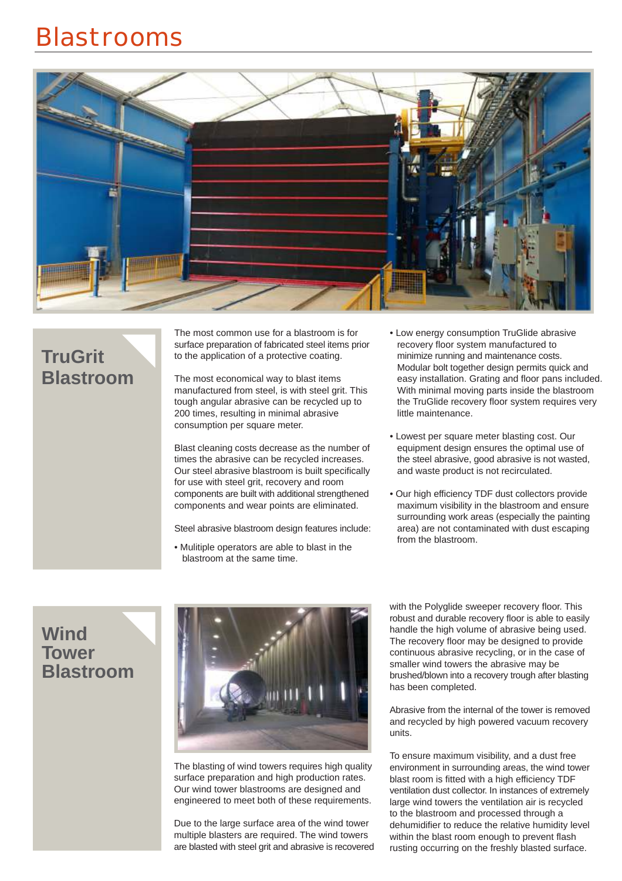# Blastrooms

## TruGrit Blastroom

The most common use for a blastroom is for surface preparation of fabricated steel items prior to the application of a protective coating.

The most economical way to blast items manufactured from steel, is with steel grit. This tough angular abrasive can be recycled up to 200 times, resulting in minimal abrasive consumption per square meter.

Blast cleaning costs decrease as the number of times the abrasive can be recycled increases. Our steel abrasive blastroom is built specifically for use with steel grit, recovery and room components are built with additional strengthened components and wear points are eliminated.

Steel abrasive blastroom design features include:

- Mulitiple operators are able to blast in the blastroom at the same time.
- Low energy consumption TruGlide abrasive recovery floor system manufactured to minimize running and maintenance costs. Modular bolt together design permits quick and easy installation. Grating and floor pans included. With minimal moving parts inside the blastroom the TruGlide recovery floor system requires very little maintenance.
- Lowest per square meter blasting cost. Our equipment design ensures the optimal use of the steel abrasive, good abrasive is not wasted, and waste product is not recirculated.
- Our high efficiency TDF dust collectors provide maximum visibility in the blastroom and ensure surrounding work areas (especially the painting area) are not contaminated with dust escaping from the blastroom.

## Wind Tower Blastroom

The blasting of wind towers requires high quality surface preparation and high production rates. Our wind tower blastrooms are designed and engineered to meet both of these requirements.

Due to the large surface area of the wind tower multiple blasters are required. The wind towers are blasted with steel grit and abrasive is recovered with the Polyglide sweeper recovery floor. This robust and durable recovery floor is able to easily handle the high volume of abrasive being used. The recovery floor may be designed to provide continuous abrasive recycling, or in the case of smaller wind towers the abrasive may be brushed/blown into a recovery trough after blasting has been completed.

Abrasive from the internal of the tower is removed and recycled by high powered vacuum recovery units.

To ensure maximum visibility, and a dust free environment in surrounding areas, the wind tower blast room is fitted with a high efficiency TDF ventilation dust collector. In instances of extremely large wind towers the ventilation air is recycled to the blastroom and processed through a dehumidifier to reduce the relative humidity level within the blast room enough to prevent flash rusting occurring on the freshly blasted surface.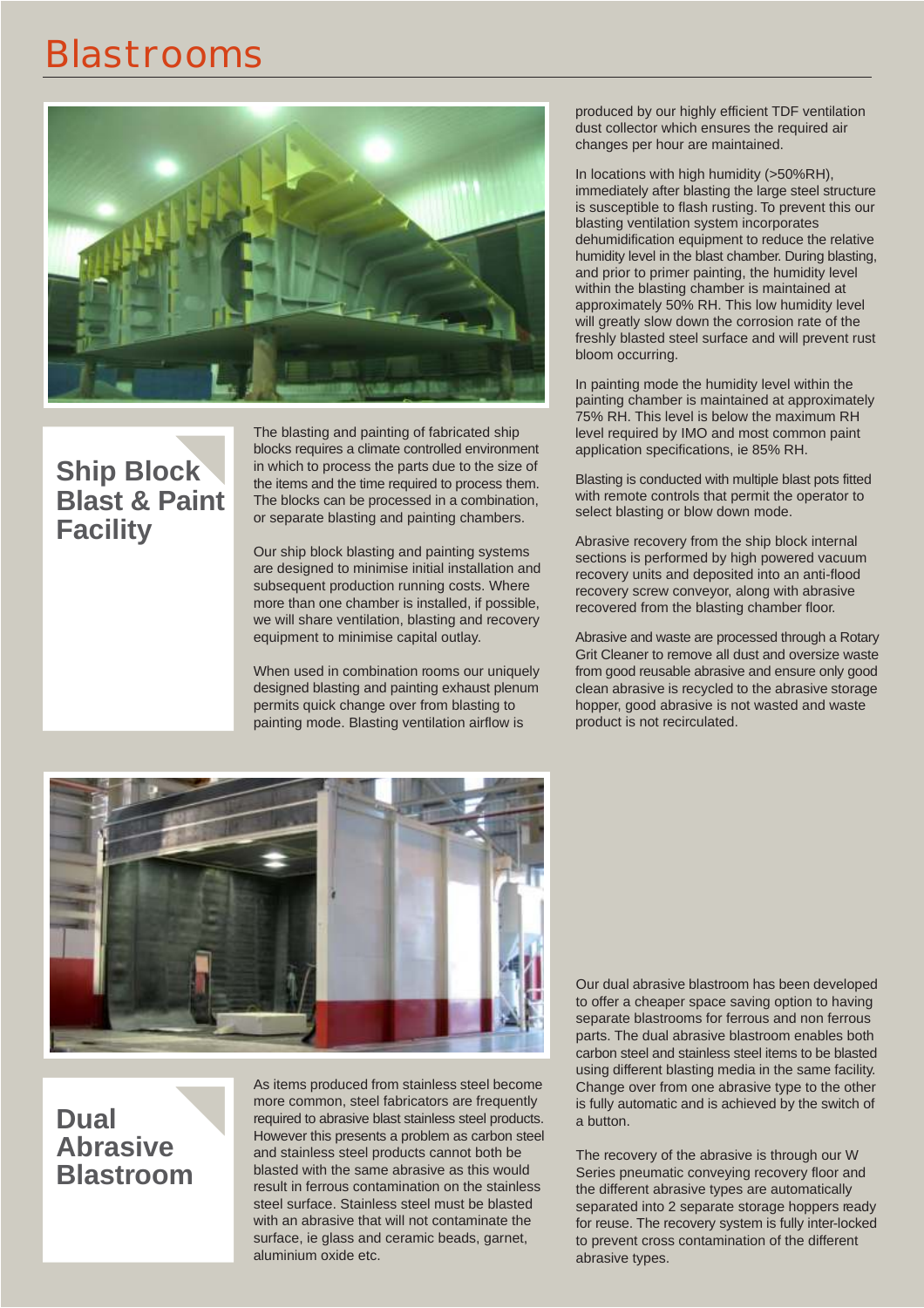# Blastrooms

## Ship Block Blast & Paint Facility

The blasting and painting of fabricated ship blocks requires a climate controlled environment in which to process the parts due to the size of the items and the time required to process them. The blocks can be processed in a combination, or separate blasting and painting chambers.

Our ship block blasting and painting systems are designed to minimise initial installation and subsequent production running costs. Where more than one chamber is installed, if possible, we will share ventilation, blasting and recovery equipment to minimise capital outlay.

When used in combination rooms our uniquely designed blasting and painting exhaust plenum permits quick change over from blasting to painting mode. Blasting ventilation airflow is produced by our highly efficient TDF ventilation dust collector which ensures the required air changes per hour are maintained.

In locations with high humidity (>50%RH), immediately after blasting the large steel structure is susceptible to flash rusting. To prevent this our blasting ventilation system incorporates dehumidification equipment to reduce the relative humidity level in the blast chamber. During blasting, and prior to primer painting, the humidity level within the blasting chamber is maintained at approximately 50% RH. This low humidity level will greatly slow down the corrosion rate of the freshly blasted steel surface and will prevent rust bloom occurring.

In painting mode the humidity level within the painting chamber is maintained at approximately 75% RH. This level is below the maximum RH level required by IMO and most common paint application specifications, ie 85% RH.

Blasting is conducted with multiple blast pots fitted with remote controls that permit the operator to select blasting or blow down mode.

Abrasive recovery from the ship block internal sections is performed by high powered vacuum recovery units and deposited into an anti-flood recovery screw conveyor, along with abrasive recovered from the blasting chamber floor.

Abrasive and waste are processed through a Rotary Grit Cleaner to remove all dust and oversize waste from good reusable abrasive and ensure only good clean abrasive is recycled to the abrasive storage hopper, good abrasive is not wasted and waste product is not recirculated.

## Dual Abrasive Blastroom

As items produced from stainless steel become more common, steel fabricators are frequently required to abrasive blast stainless steel products. However this presents a problem as carbon steel and stainless steel products cannot both be blasted with the same abrasive as this would result in ferrous contamination on the stainless steel surface. Stainless steel must be blasted with an abrasive that will not contaminate the surface, ie glass and ceramic beads, garnet, aluminium oxide etc.

Our dual abrasive blastroom has been developed to offer a cheaper space saving option to having separate blastrooms for ferrous and non ferrous parts. The dual abrasive blastroom enables both carbon steel and stainless steel items to be blasted using different blasting media in the same facility. Change over from one abrasive type to the other is fully automatic and is achieved by the switch of a button.

The recovery of the abrasive is through our W Series pneumatic conveying recovery floor and the different abrasive types are automatically separated into 2 separate storage hoppers ready for reuse. The recovery system is fully inter-locked to prevent cross contamination of the different abrasive types.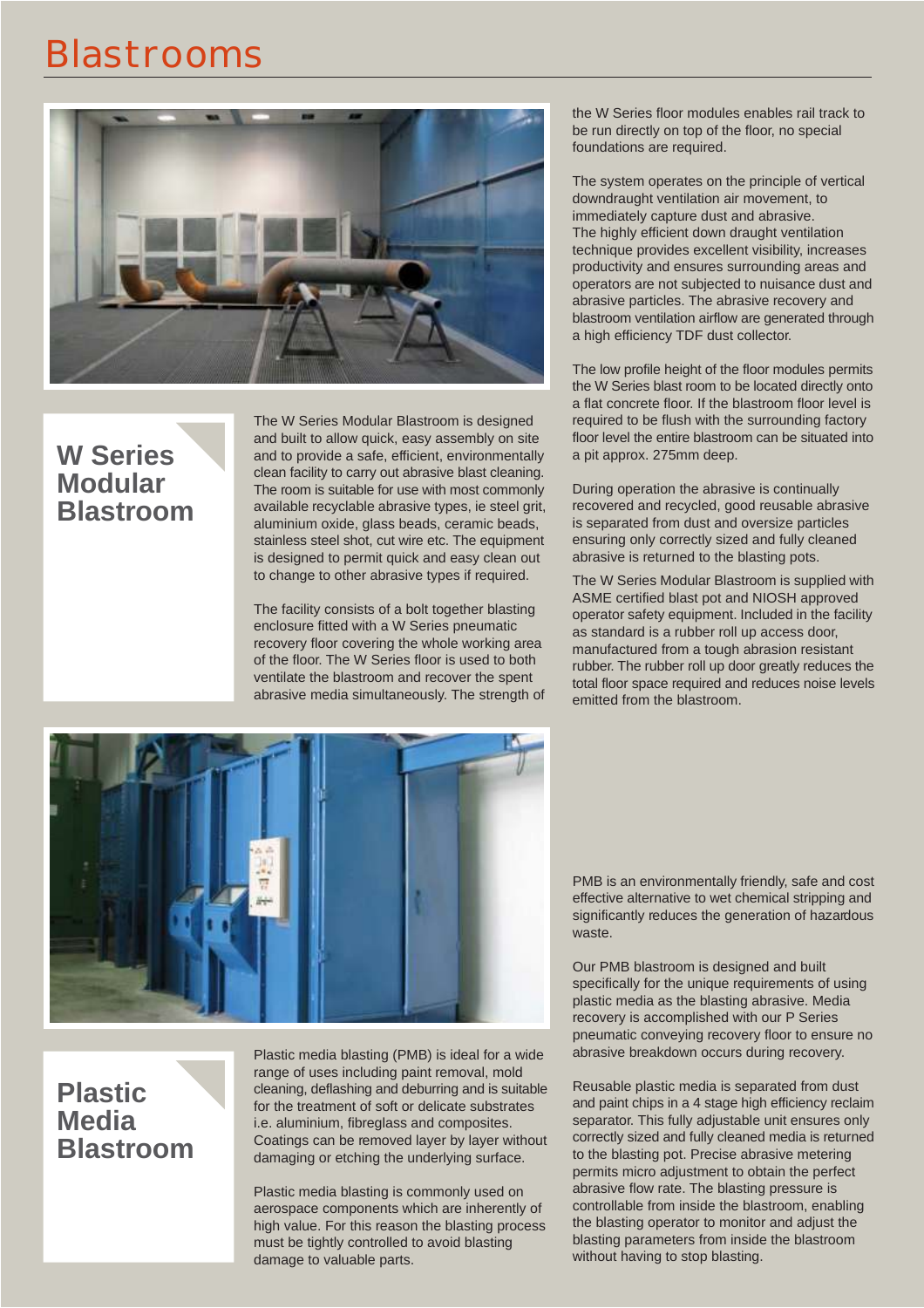# Blastrooms

## W Series Modular Blastroom

The W Series Modular Blastroom is designed and built to allow quick, easy assembly on site and to provide a safe, efficient, environmentally clean facility to carry out abrasive blast cleaning. The room is suitable for use with most commonly available recyclable abrasive types, ie steel grit, aluminium oxide, glass beads, ceramic beads, stainless steel shot, cut wire etc. The equipment is designed to permit quick and easy clean out to change to other abrasive types if required.

The facility consists of a bolt together blasting enclosure fitted with a W Series pneumatic recovery floor covering the whole working area of the floor. The W Series floor is used to both ventilate the blastroom and recover the spent abrasive media simultaneously. The strength of the W Series floor modules enables rail track to be run directly on top of the floor, no special foundations are required.

The system operates on the principle of vertical downdraught ventilation air movement, to immediately capture dust and abrasive. The highly efficient down draught ventilation technique provides excellent visibility, increases productivity and ensures surrounding areas and operators are not subjected to nuisance dust and abrasive particles. The abrasive recovery and blastroom ventilation airflow are generated through a high efficiency TDF dust collector.

The low profile height of the floor modules permits the W Series blast room to be located directly onto a flat concrete floor. If the blastroom floor level is required to be flush with the surrounding factory floor level the entire blastroom can be situated into a pit approx. 275mm deep.

During operation the abrasive is continually recovered and recycled, good reusable abrasive is separated from dust and oversize particles ensuring only correctly sized and fully cleaned abrasive is returned to the blasting pots.

The W Series Modular Blastroom is supplied with ASME certified blast pot and NIOSH approved operator safety equipment. Included in the facility as standard is a rubber roll up access door, manufactured from a tough abrasion resistant rubber. The rubber roll up door greatly reduces the total floor space required and reduces noise levels emitted from the blastroom.

## Plastic Media Blastroom

Plastic media blasting (PMB) is ideal for a wide range of uses including paint removal, mold cleaning, deflashing and deburring and is suitable for the treatment of soft or delicate substrates i.e. aluminium, fibreglass and composites. Coatings can be removed layer by layer without damaging or etching the underlying surface.

Plastic media blasting is commonly used on aerospace components which are inherently of high value. For this reason the blasting process must be tightly controlled to avoid blasting damage to valuable parts.

PMB is an environmentally friendly, safe and cost effective alternative to wet chemical stripping and significantly reduces the generation of hazardous waste.

Our PMB blastroom is designed and built specifically for the unique requirements of using plastic media as the blasting abrasive. Media recovery is accomplished with our P Series pneumatic conveying recovery floor to ensure no abrasive breakdown occurs during recovery.

Reusable plastic media is separated from dust and paint chips in a 4 stage high efficiency reclaim separator. This fully adjustable unit ensures only correctly sized and fully cleaned media is returned to the blasting pot. Precise abrasive metering permits micro adjustment to obtain the perfect abrasive flow rate. The blasting pressure is controllable from inside the blastroom, enabling the blasting operator to monitor and adjust the blasting parameters from inside the blastroom without having to stop blasting.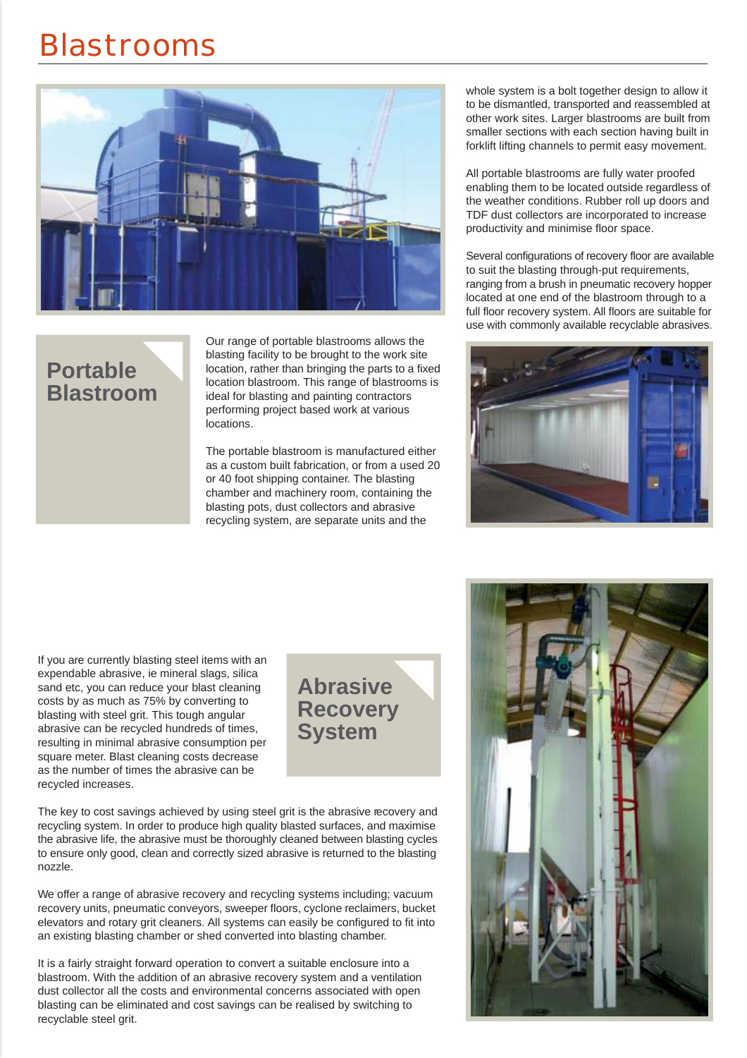# Blastrooms

## Portable Blastroom

Our range of portable blastrooms allows the blasting facility to be brought to the work site location, rather than bringing the parts to a fixed location blastroom. This range of blastrooms is ideal for blasting and painting contractors performing project based work at various locations.

The portable blastroom is manufactured either as a custom built fabrication, or from a used 20 or 40 foot shipping container. The blasting chamber and machinery room, containing the blasting pots, dust collectors and abrasive recycling system, are separate units and the whole system is a bolt together design to allow it to be dismantled, transported and reassembled at other work sites. Larger blastrooms are built from smaller sections with each section having built in forklift lifting channels to permit easy movement.

All portable blastrooms are fully water proofed enabling them to be located outside regardless of the weather conditions. Rubber roll up doors and TDF dust collectors are incorporated to increase productivity and minimise floor space.

Several configurations of recovery floor are available to suit the blasting through-put requirements, ranging from a brush in pneumatic recovery hopper located at one end of the blastroom through to a full floor recovery system. All floors are suitable for use with commonly available recyclable abrasives.

## Abrasive Recovery System

If you are currently blasting steel items with an expendable abrasive, ie mineral slags, silica sand etc, you can reduce your blast cleaning costs by as much as 75% by converting to blasting with steel grit. This tough angular abrasive can be recycled hundreds of times, resulting in minimal abrasive consumption per square meter. Blast cleaning costs decrease as the number of times the abrasive can be recycled increases.

The key to cost savings achieved by using steel grit is the abrasive recovery and recycling system. In order to produce high quality blasted surfaces, and maximise the abrasive life, the abrasive must be thoroughly cleaned between blasting cycles to ensure only good, clean and correctly sized abrasive is returned to the blasting nozzle.

We offer a range of abrasive recovery and recycling systems including; vacuum recovery units, pneumatic conveyors, sweeper floors, cyclone reclaimers, bucket elevators and rotary grit cleaners. All systems can easily be configured to fit into an existing blasting chamber or shed converted into blasting chamber.

It is a fairly straight forward operation to convert a suitable enclosure into a blastroom. With the addition of an abrasive recovery system and a ventilation dust collector all the costs and environmental concerns associated with open blasting can be eliminated and cost savings can be realised by switching to recyclable steel grit.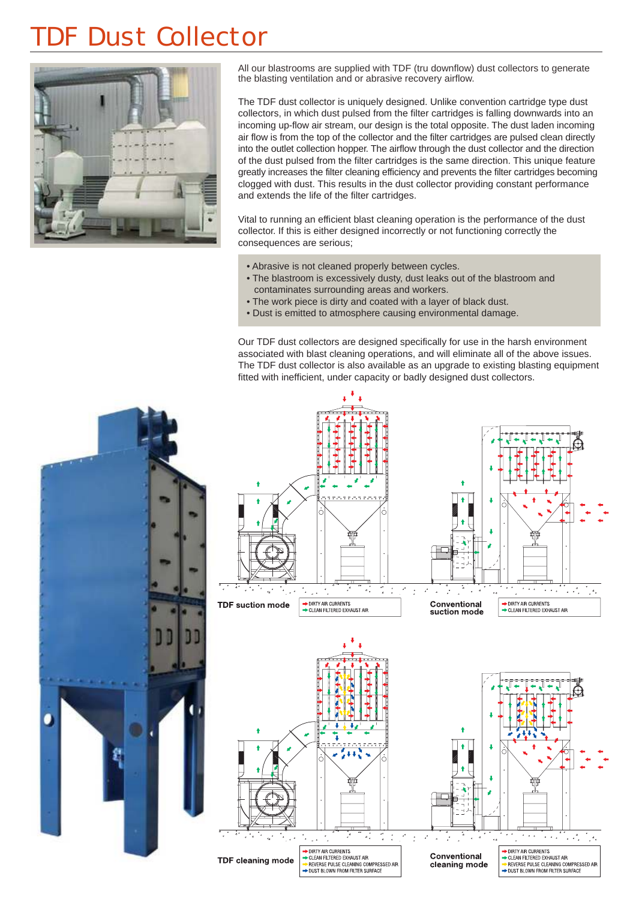# TDF Dust Collector

All our blastrooms are supplied with TDF (tru downflow) dust collectors to generate the blasting ventilation and or abrasive recovery airflow.

The TDF dust collector is uniquely designed. Unlike convention cartridge type dust collectors, in which dust pulsed from the filter cartridges is falling downwards into an incoming up-flow air stream, our design is the total opposite. The dust laden incoming air flow is from the top of the collector and the filter cartridges are pulsed clean directly into the outlet collection hopper. The airflow through the dust collector and the direction of the dust pulsed from the filter cartridges is the same direction. This unique feature greatly increases the filter cleaning efficiency and prevents the filter cartridges becoming clogged with dust. This results in the dust collector providing constant performance and extends the life of the filter cartridges.

Vital to running an efficient blast cleaning operation is the performance of the dust collector. If this is either designed incorrectly or not functioning correctly the consequences are serious;

- Abrasive is not cleaned properly between cycles.
- The blastroom is excessively dusty, dust leaks out of the blastroom and contaminates surrounding areas and workers.
- The work piece is dirty and coated with a layer of black dust.
- Dust is emitted to atmosphere causing environmental damage.

Our TDF dust collectors are designed specifically for use in the harsh environment associated with blast cleaning operations, and will eliminate all of the above issues. The TDF dust collector is also available as an upgrade to existing blasting equipment fitted with inefficient, under capacity or badly designed dust collectors.

**TDF suction mode**

- DIRTY AIR CURRENTS
- CLEAN FILTERED EXHAUST AIR

**Conventional suction mode**

- DIRTY AIR CURRENTS
- CLEAN FILTERED EXHAUST AIR

**TDF cleaning mode**

- DIRTY AIR CURRENTS
- CLEAN FILTERED EXHAUST AIR
- REVERSE PULSE CLEANING COMPRESSED AIR
- DUST BLOWN FROM FILTER SURFACE

**Conventional cleaning mode**

- DIRTY AIR CURRENTS
- CLEAN FILTERED EXHAUST AIR
- REVERSE PULSE CLEANING COMPRESSED AIR
- DUST BLOWN FROM FILTER SURFACE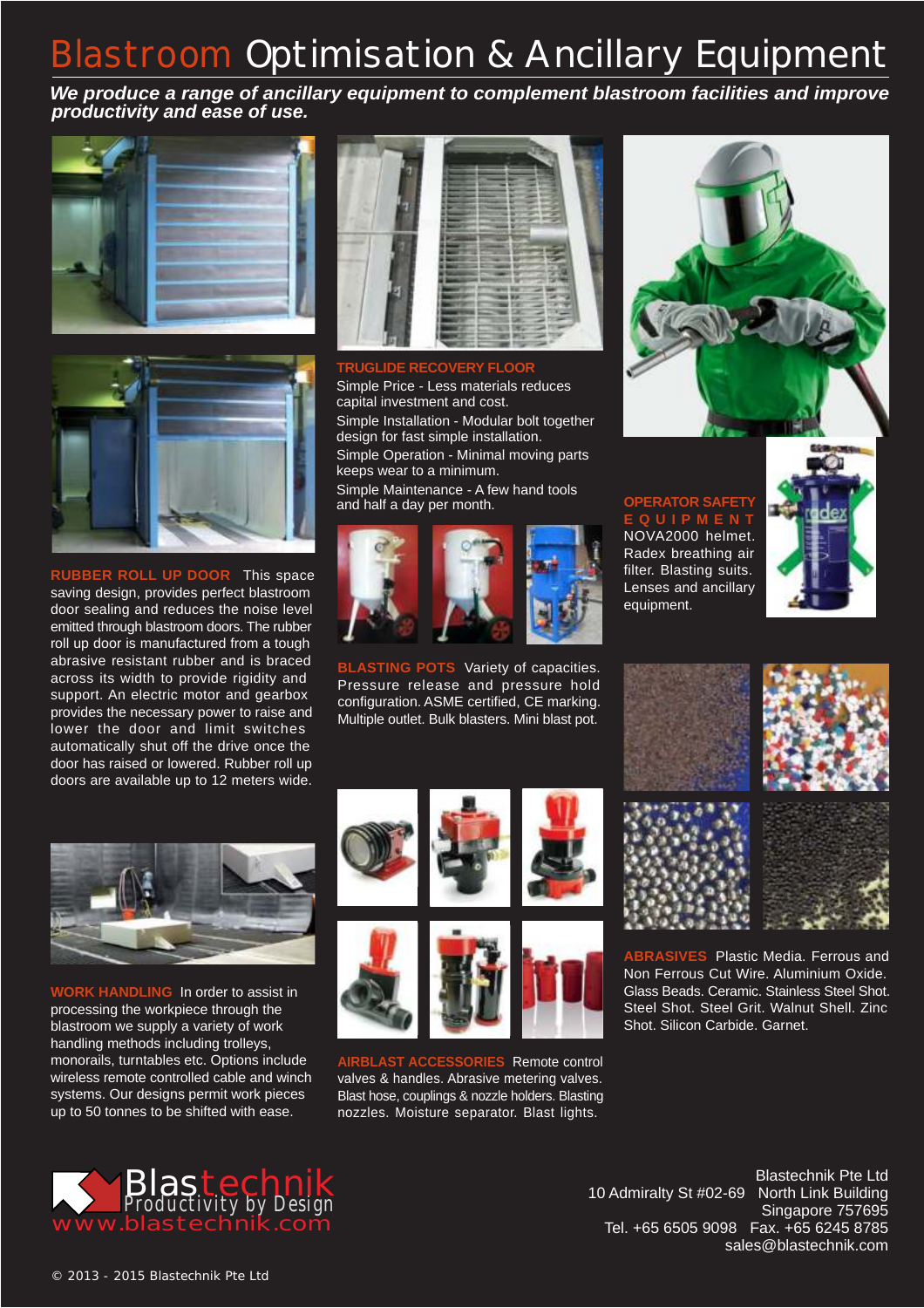# Blastroom Optimisation & Ancillary Equipment

***We produce a range of ancillary equipment to complement blastroom facilities and improve productivity and ease of use.***

**RUBBER ROLL UP DOOR** This space saving design, provides perfect blastroom door sealing and reduces the noise level emitted through blastroom doors. The rubber roll up door is manufactured from a tough abrasive resistant rubber and is braced across its width to provide rigidity and support. An electric motor and gearbox provides the necessary power to raise and lower the door and limit switches automatically shut off the drive once the door has raised or lowered. Rubber roll up doors are available up to 12 meters wide.

**WORK HANDLING** In order to assist in processing the workpiece through the blastroom we supply a variety of work handling methods including trolleys, monorails, turntables etc. Options include wireless remote controlled cable and winch systems. Our designs permit work pieces up to 50 tonnes to be shifted with ease.

**TRUGLIDE RECOVERY FLOOR**

Simple Price - Less materials reduces capital investment and cost.

Simple Installation - Modular bolt together design for fast simple installation.

Simple Operation - Minimal moving parts keeps wear to a minimum.

Simple Maintenance - A few hand tools and half a day per month.

**BLASTING POTS** Variety of capacities. Pressure release and pressure hold configuration. ASME certified, CE marking. Multiple outlet. Bulk blasters. Mini blast pot.

**AIRBLAST ACCESSORIES** Remote control valves & handles. Abrasive metering valves. Blast hose, couplings & nozzle holders. Blasting nozzles. Moisture separator. Blast lights.

**OPERATOR SAFETY EQUIPMENT** NOVA2000 helmet. Radex breathing air filter. Blasting suits. Lenses and ancillary equipment.

**ABRASIVES** Plastic Media. Ferrous and Non Ferrous Cut Wire. Aluminium Oxide. Glass Beads. Ceramic. Stainless Steel Shot. Steel Shot. Steel Grit. Walnut Shell. Zinc Shot. Silicon Carbide. Garnet.

Blastechnik
Productivity by Design
www.blastechnik.com

Blastechnik Pte Ltd
10 Admiralty St #02-69 North Link Building
Singapore 757695
Tel. +65 6505 9098 Fax. +65 6245 8785
sales@blastechnik.com

© 2013 - 2015 Blastechnik Pte Ltd